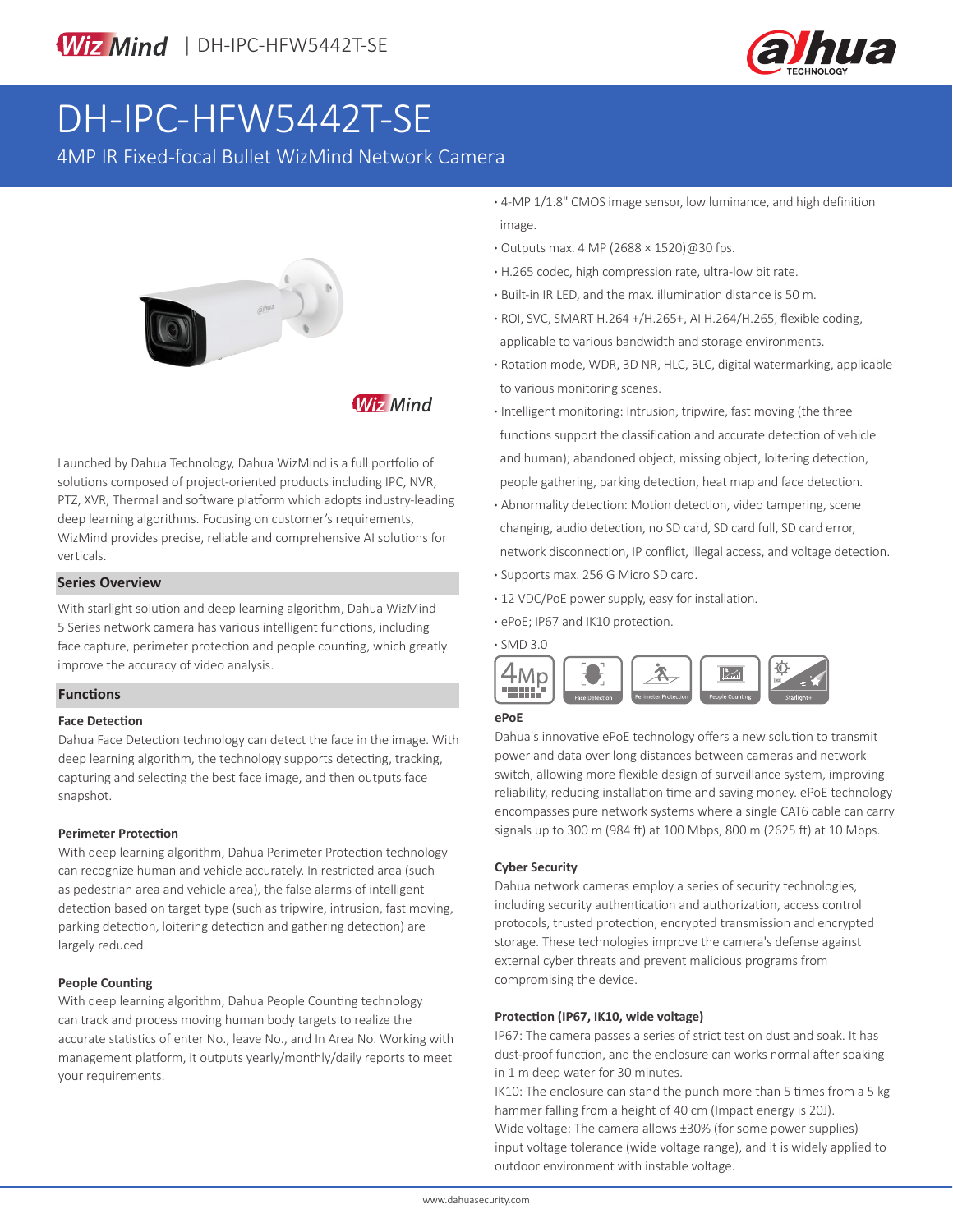# DH-IPC-HFW5442T-SE

4MP IR Fixed-focal Bullet WizMind Network Camera

Launched by Dahua Technology, Dahua WizMind is a full portfolio of solutions composed of project-oriented products including IPC, NVR, PTZ, XVR, Thermal and software platform which adopts industry-leading deep learning algorithms. Focusing on customer's requirements, WizMind provides precise, reliable and comprehensive AI solutions for verticals.

## Series Overview

With starlight solution and deep learning algorithm, Dahua WizMind 5 Series network camera has various intelligent functions, including face capture, perimeter protection and people counting, which greatly improve the accuracy of video analysis.

## Functions

### Face Detection

Dahua Face Detection technology can detect the face in the image. With deep learning algorithm, the technology supports detecting, tracking, capturing and selecting the best face image, and then outputs face snapshot.

### Perimeter Protection

With deep learning algorithm, Dahua Perimeter Protection technology can recognize human and vehicle accurately. In restricted area (such as pedestrian area and vehicle area), the false alarms of intelligent detection based on target type (such as tripwire, intrusion, fast moving, parking detection, loitering detection and gathering detection) are largely reduced.

### People Counting

With deep learning algorithm, Dahua People Counting technology can track and process moving human body targets to realize the accurate statistics of enter No., leave No., and In Area No. Working with management platform, it outputs yearly/monthly/daily reports to meet your requirements.

- 4-MP 1/1.8" CMOS image sensor, low luminance, and high definition image.
- Outputs max. 4 MP (2688 × 1520)@30 fps.
- H.265 codec, high compression rate, ultra-low bit rate.
- Built-in IR LED, and the max. illumination distance is 50 m.
- ROI, SVC, SMART H.264 +/H.265+, AI H.264/H.265, flexible coding, applicable to various bandwidth and storage environments.
- Rotation mode, WDR, 3D NR, HLC, BLC, digital watermarking, applicable to various monitoring scenes.
- Intelligent monitoring: Intrusion, tripwire, fast moving (the three functions support the classification and accurate detection of vehicle and human); abandoned object, missing object, loitering detection, people gathering, parking detection, heat map and face detection.
- Abnormality detection: Motion detection, video tampering, scene changing, audio detection, no SD card, SD card full, SD card error, network disconnection, IP conflict, illegal access, and voltage detection.
- Supports max. 256 G Micro SD card.
- 12 VDC/PoE power supply, easy for installation.
- ePoE; IP67 and IK10 protection.
- SMD 3.0

4Mp | Face Detection | Perimeter Protection | People Counting | Starlight+

### ePoE

Dahua's innovative ePoE technology offers a new solution to transmit power and data over long distances between cameras and network switch, allowing more flexible design of surveillance system, improving reliability, reducing installation time and saving money. ePoE technology encompasses pure network systems where a single CAT6 cable can carry signals up to 300 m (984 ft) at 100 Mbps, 800 m (2625 ft) at 10 Mbps.

### Cyber Security

Dahua network cameras employ a series of security technologies, including security authentication and authorization, access control protocols, trusted protection, encrypted transmission and encrypted storage. These technologies improve the camera's defense against external cyber threats and prevent malicious programs from compromising the device.

### Protection (IP67, IK10, wide voltage)

IP67: The camera passes a series of strict test on dust and soak. It has dust-proof function, and the enclosure can works normal after soaking in 1 m deep water for 30 minutes.
IK10: The enclosure can stand the punch more than 5 times from a 5 kg hammer falling from a height of 40 cm (Impact energy is 20J).
Wide voltage: The camera allows ±30% (for some power supplies) input voltage tolerance (wide voltage range), and it is widely applied to outdoor environment with instable voltage.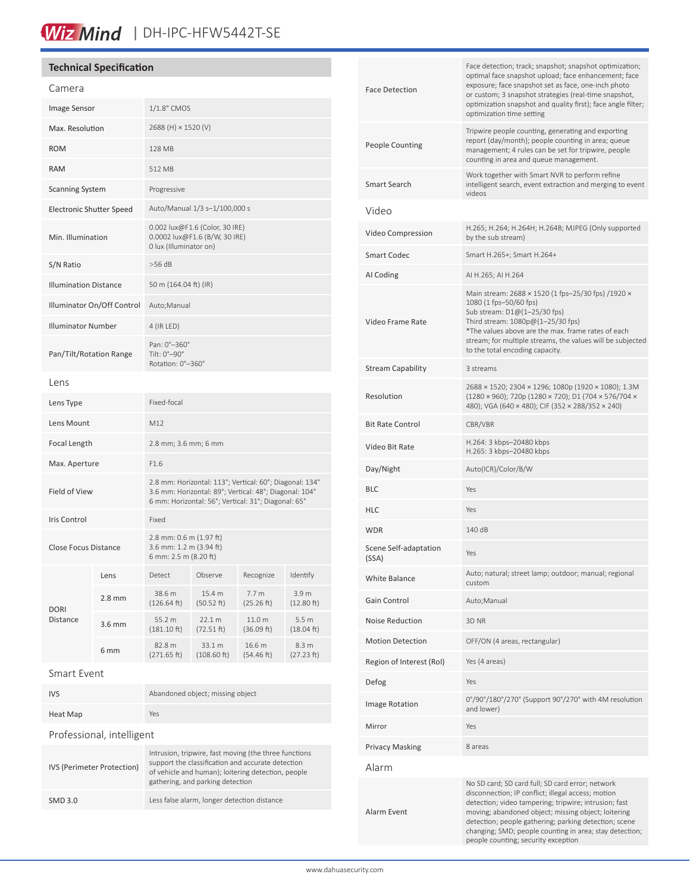## Technical Specification

### Camera

| | |
|---|---|
| Image Sensor | 1/1.8" CMOS |
| Max. Resolution | 2688 (H) × 1520 (V) |
| ROM | 128 MB |
| RAM | 512 MB |
| Scanning System | Progressive |
| Electronic Shutter Speed | Auto/Manual 1/3 s–1/100,000 s |
| Min. Illumination | 0.002 lux@F1.6 (Color, 30 IRE)<br>0.0002 lux@F1.6 (B/W, 30 IRE)<br>0 lux (Illuminator on) |
| S/N Ratio | >56 dB |
| Illumination Distance | 50 m (164.04 ft) (IR) |
| Illuminator On/Off Control | Auto;Manual |
| Illuminator Number | 4 (IR LED) |
| Pan/Tilt/Rotation Range | Pan: 0°–360°<br>Tilt: 0°–90°<br>Rotation: 0°–360° |

### Lens

| | |
|---|---|
| Lens Type | Fixed-focal |
| Lens Mount | M12 |
| Focal Length | 2.8 mm; 3.6 mm; 6 mm |
| Max. Aperture | F1.6 |
| Field of View | 2.8 mm: Horizontal: 113°; Vertical: 60°; Diagonal: 134°<br>3.6 mm: Horizontal: 89°; Vertical: 48°; Diagonal: 104°<br>6 mm: Horizontal: 56°; Vertical: 31°; Diagonal: 65° |
| Iris Control | Fixed |
| Close Focus Distance | 2.8 mm: 0.6 m (1.97 ft)<br>3.6 mm: 1.2 m (3.94 ft)<br>6 mm: 2.5 m (8.20 ft) |

| DORI Distance | Lens | Detect | Observe | Recognize | Identify |
|---|---|---|---|---|---|
| | 2.8 mm | 38.6 m (126.64 ft) | 15.4 m (50.52 ft) | 7.7 m (25.26 ft) | 3.9 m (12.80 ft) |
| | 3.6 mm | 55.2 m (181.10 ft) | 22.1 m (72.51 ft) | 11.0 m (36.09 ft) | 5.5 m (18.04 ft) |
| | 6 mm | 82.8 m (271.65 ft) | 33.1 m (108.60 ft) | 16.6 m (54.46 ft) | 8.3 m (27.23 ft) |

### Smart Event

| | |
|---|---|
| IVS | Abandoned object; missing object |
| Heat Map | Yes |

### Professional, intelligent

| | |
|---|---|
| IVS (Perimeter Protection) | Intrusion, tripwire, fast moving (the three functions support the classification and accurate detection of vehicle and human); loitering detection, people gathering, and parking detection |
| SMD 3.0 | Less false alarm, longer detection distance |
| Face Detection | Face detection; track; snapshot; snapshot optimization; optimal face snapshot upload; face enhancement; face exposure; face snapshot set as face, one-inch photo or custom; 3 snapshot strategies (real-time snapshot, optimization snapshot and quality first); face angle filter; optimization time setting |
| People Counting | Tripwire people counting, generating and exporting report (day/month); people counting in area; queue management; 4 rules can be set for tripwire, people counting in area and queue management. |
| Smart Search | Work together with Smart NVR to perform refine intelligent search, event extraction and merging to event videos |

### Video

| | |
|---|---|
| Video Compression | H.265; H.264; H.264H; H.264B; MJPEG (Only supported by the sub stream) |
| Smart Codec | Smart H.265+; Smart H.264+ |
| AI Coding | AI H.265; AI H.264 |
| Video Frame Rate | Main stream: 2688 × 1520 (1 fps–25/30 fps) /1920 × 1080 (1 fps–50/60 fps)<br>Sub stream: D1@(1–25/30 fps)<br>Third stream: 1080p@(1–25/30 fps)<br>*The values above are the max. frame rates of each stream; for multiple streams, the values will be subjected to the total encoding capacity. |
| Stream Capability | 3 streams |
| Resolution | 2688 × 1520; 2304 × 1296; 1080p (1920 × 1080); 1.3M (1280 × 960); 720p (1280 × 720); D1 (704 × 576/704 × 480); VGA (640 × 480); CIF (352 × 288/352 × 240) |
| Bit Rate Control | CBR/VBR |
| Video Bit Rate | H.264: 3 kbps–20480 kbps<br>H.265: 3 kbps–20480 kbps |
| Day/Night | Auto(ICR)/Color/B/W |
| BLC | Yes |
| HLC | Yes |
| WDR | 140 dB |
| Scene Self-adaptation (SSA) | Yes |
| White Balance | Auto; natural; street lamp; outdoor; manual; regional custom |
| Gain Control | Auto;Manual |
| Noise Reduction | 3D NR |
| Motion Detection | OFF/ON (4 areas, rectangular) |
| Region of Interest (RoI) | Yes (4 areas) |
| Defog | Yes |
| Image Rotation | 0°/90°/180°/270° (Support 90°/270° with 4M resolution and lower) |
| Mirror | Yes |
| Privacy Masking | 8 areas |

### Alarm

| | |
|---|---|
| Alarm Event | No SD card; SD card full; SD card error; network disconnection; IP conflict; illegal access; motion detection; video tampering; tripwire; intrusion; fast moving; abandoned object; missing object; loitering detection; people gathering; parking detection; scene changing; SMD; people counting in area; stay detection; people counting; security exception |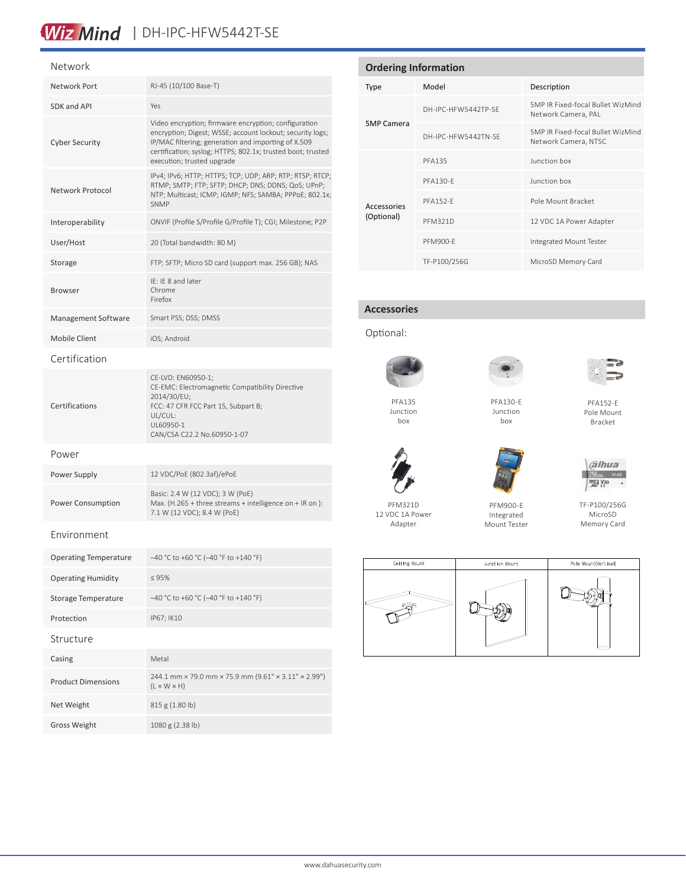## Network

| | |
|---|---|
| Network Port | RJ-45 (10/100 Base-T) |
| SDK and API | Yes |
| Cyber Security | Video encryption; firmware encryption; configuration encryption; Digest; WSSE; account lockout; security logs; IP/MAC filtering; generation and importing of X.509 certification; syslog; HTTPS; 802.1x; trusted boot; trusted execution; trusted upgrade |
| Network Protocol | IPv4; IPv6; HTTP; HTTPS; TCP; UDP; ARP; RTP; RTSP; RTCP; RTMP; SMTP; FTP; SFTP; DHCP; DNS; DDNS; QoS; UPnP; NTP; Multicast; ICMP; IGMP; NFS; SAMBA; PPPoE; 802.1x; SNMP |
| Interoperability | ONVIF (Profile S/Profile G/Profile T); CGI; Milestone; P2P |
| User/Host | 20 (Total bandwidth: 80 M) |
| Storage | FTP; SFTP; Micro SD card (support max. 256 GB); NAS |
| Browser | IE: IE 8 and later<br>Chrome<br>Firefox |
| Management Software | Smart PSS; DSS; DMSS |
| Mobile Client | iOS; Android |

## Certification

| | |
|---|---|
| Certifications | CE-LVD: EN60950-1;<br>CE-EMC: Electromagnetic Compatibility Directive 2014/30/EU;<br>FCC: 47 CFR FCC Part 15, Subpart B;<br>UL/CUL:<br>UL60950-1<br>CAN/CSA C22.2 No.60950-1-07 |

## Power

| | |
|---|---|
| Power Supply | 12 VDC/PoE (802.3af)/ePoE |
| Power Consumption | Basic: 2.4 W (12 VDC); 3 W (PoE)<br>Max. (H.265 + three streams + intelligence on + IR on ): 7.1 W (12 VDC); 8.4 W (PoE) |

## Environment

| | |
|---|---|
| Operating Temperature | –40 °C to +60 °C (–40 °F to +140 °F) |
| Operating Humidity | ≤ 95% |
| Storage Temperature | –40 °C to +60 °C (–40 °F to +140 °F) |
| Protection | IP67; IK10 |

## Structure

| | |
|---|---|
| Casing | Metal |
| Product Dimensions | 244.1 mm × 79.0 mm × 75.9 mm (9.61" × 3.11" × 2.99") (L × W × H) |
| Net Weight | 815 g (1.80 lb) |
| Gross Weight | 1080 g (2.38 lb) |

## Ordering Information

| Type | Model | Description |
|---|---|---|
| 5MP Camera | DH-IPC-HFW5442TP-SE | 5MP IR Fixed-focal Bullet WizMind Network Camera, PAL |
| | DH-IPC-HFW5442TN-SE | 5MP IR Fixed-focal Bullet WizMind Network Camera, NTSC |
| Accessories (Optional) | PFA135 | Junction box |
| | PFA130-E | Junction box |
| | PFA152-E | Pole Mount Bracket |
| | PFM321D | 12 VDC 1A Power Adapter |
| | PFM900-E | Integrated Mount Tester |
| | TF-P100/256G | MicroSD Memory Card |

## Accessories

Optional:

PFA135 Junction box

PFA130-E Junction box

PFA152-E Pole Mount Bracket

PFM321D 12 VDC 1A Power Adapter

PFM900-E Integrated Mount Tester

TF-P100/256G MicroSD Memory Card

| Ceiling Mount | Junction Mount | Pole Mount(Vertical) |
|---|---|---|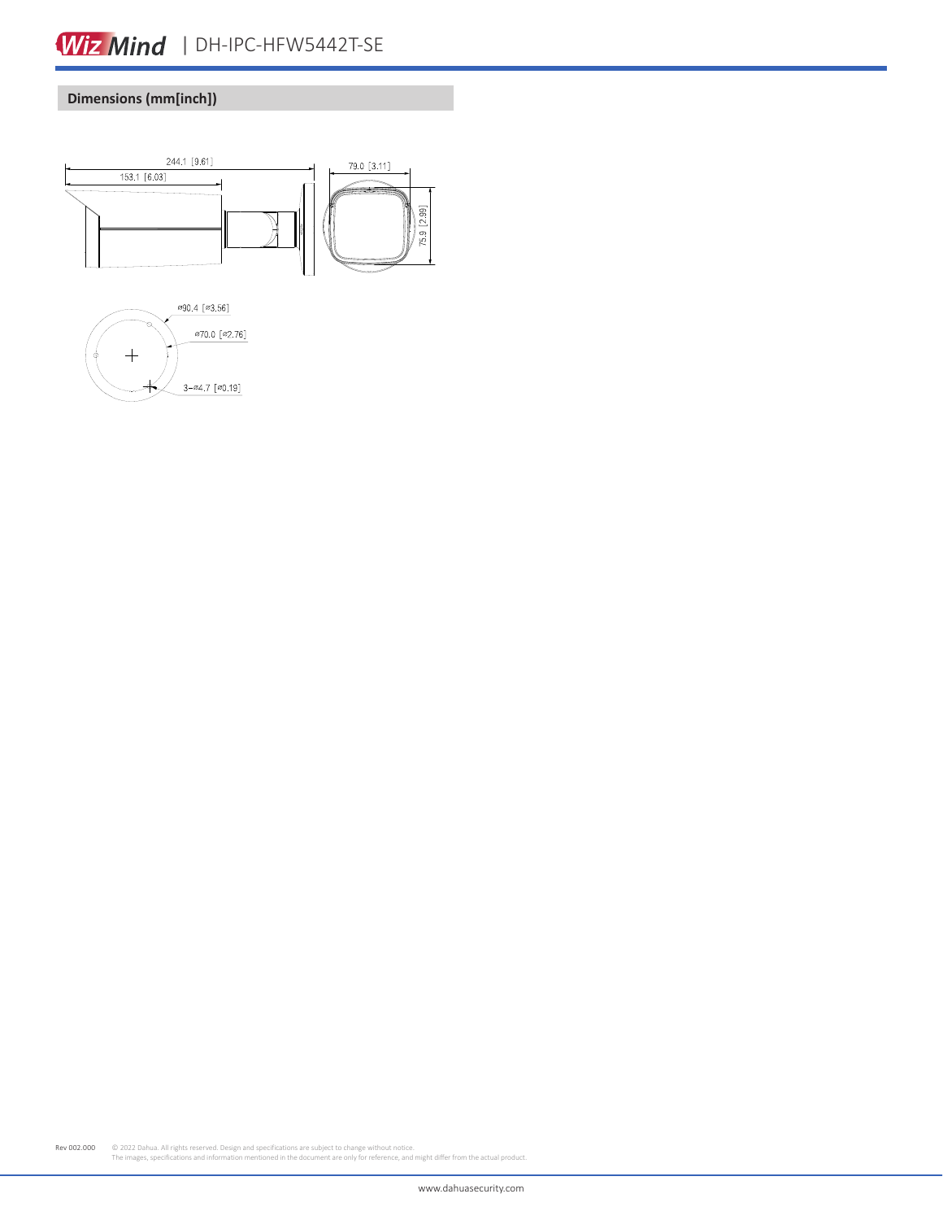## Dimensions (mm[inch])

244.1 [9.61]

153.1 [6.03]

79.0 [3.11]

75.9 [2.99]

ø90.4 [ø3.56]

ø70.0 [ø2.76]

3–ø4.7 [ø0.19]

Rev 002.000

© 2022 Dahua. All rights reserved. Design and specifications are subject to change without notice.
The images, specifications and information mentioned in the document are only for reference, and might differ from the actual product.